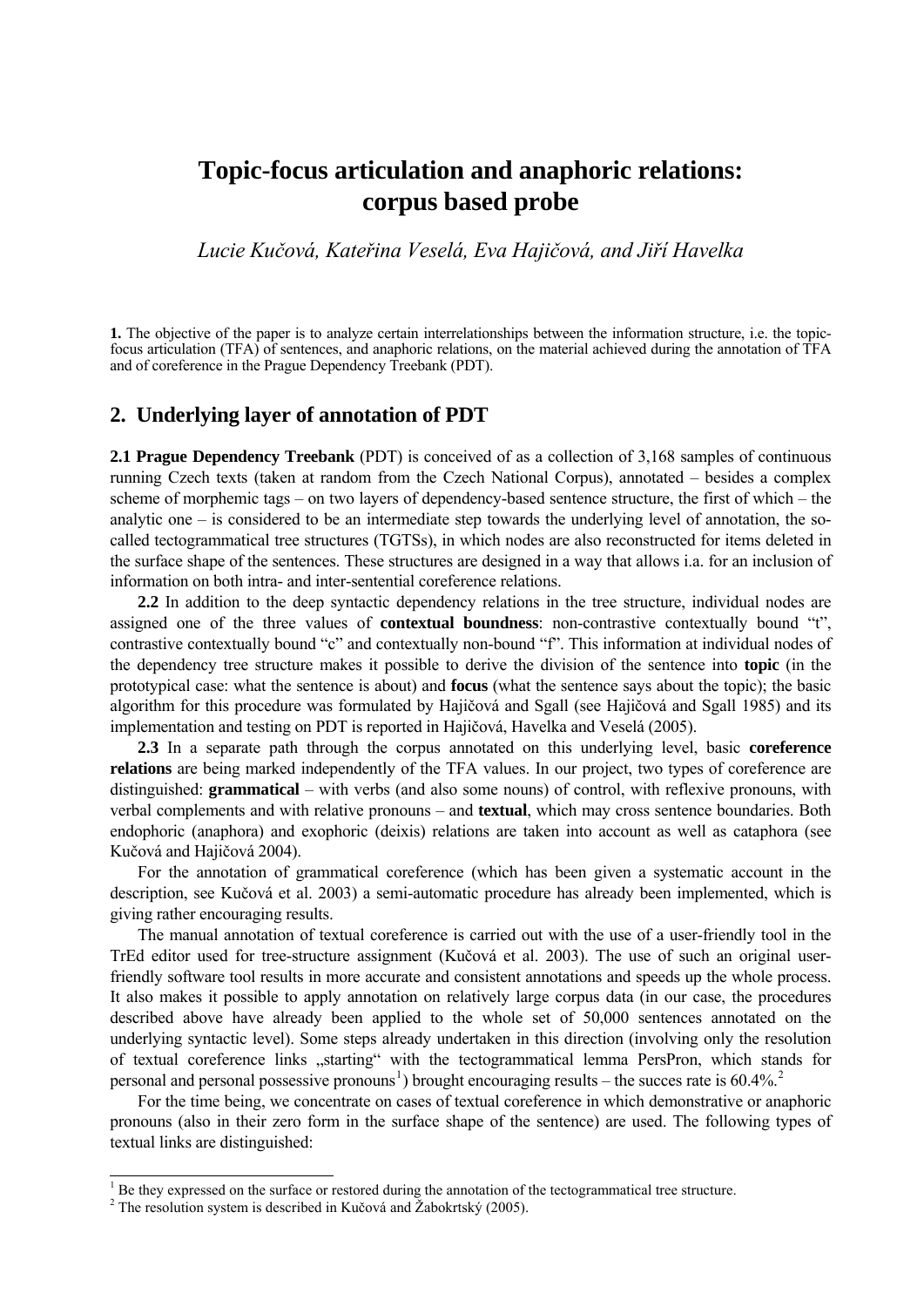# Topic-focus articulation and anaphoric relations: corpus based probe

*Lucie Kučová, Kateřina Veselá, Eva Hajičová, and Jiří Havelka*

**1.** The objective of the paper is to analyze certain interrelationships between the information structure, i.e. the topic-focus articulation (TFA) of sentences, and anaphoric relations, on the material achieved during the annotation of TFA and of coreference in the Prague Dependency Treebank (PDT).

## 2. Underlying layer of annotation of PDT

**2.1 Prague Dependency Treebank** (PDT) is conceived of as a collection of 3,168 samples of continuous running Czech texts (taken at random from the Czech National Corpus), annotated – besides a complex scheme of morphemic tags – on two layers of dependency-based sentence structure, the first of which – the analytic one – is considered to be an intermediate step towards the underlying level of annotation, the so-called tectogrammatical tree structures (TGTSs), in which nodes are also reconstructed for items deleted in the surface shape of the sentences. These structures are designed in a way that allows i.a. for an inclusion of information on both intra- and inter-sentential coreference relations.

**2.2** In addition to the deep syntactic dependency relations in the tree structure, individual nodes are assigned one of the three values of **contextual boundness**: non-contrastive contextually bound "t", contrastive contextually bound "c" and contextually non-bound "f". This information at individual nodes of the dependency tree structure makes it possible to derive the division of the sentence into **topic** (in the prototypical case: what the sentence is about) and **focus** (what the sentence says about the topic); the basic algorithm for this procedure was formulated by Hajičová and Sgall (see Hajičová and Sgall 1985) and its implementation and testing on PDT is reported in Hajičová, Havelka and Veselá (2005).

**2.3** In a separate path through the corpus annotated on this underlying level, basic **coreference relations** are being marked independently of the TFA values. In our project, two types of coreference are distinguished: **grammatical** – with verbs (and also some nouns) of control, with reflexive pronouns, with verbal complements and with relative pronouns – and **textual**, which may cross sentence boundaries. Both endophoric (anaphora) and exophoric (deixis) relations are taken into account as well as cataphora (see Kučová and Hajičová 2004).

For the annotation of grammatical coreference (which has been given a systematic account in the description, see Kučová et al. 2003) a semi-automatic procedure has already been implemented, which is giving rather encouraging results.

The manual annotation of textual coreference is carried out with the use of a user-friendly tool in the TrEd editor used for tree-structure assignment (Kučová et al. 2003). The use of such an original user-friendly software tool results in more accurate and consistent annotations and speeds up the whole process. It also makes it possible to apply annotation on relatively large corpus data (in our case, the procedures described above have already been applied to the whole set of 50,000 sentences annotated on the underlying syntactic level). Some steps already undertaken in this direction (involving only the resolution of textual coreference links „starting" with the tectogrammatical lemma PersPron, which stands for personal and personal possessive pronouns[1]) brought encouraging results – the succes rate is 60.4%.[2]

For the time being, we concentrate on cases of textual coreference in which demonstrative or anaphoric pronouns (also in their zero form in the surface shape of the sentence) are used. The following types of textual links are distinguished:

---

[1] Be they expressed on the surface or restored during the annotation of the tectogrammatical tree structure.

[2] The resolution system is described in Kučová and Žabokrtský (2005).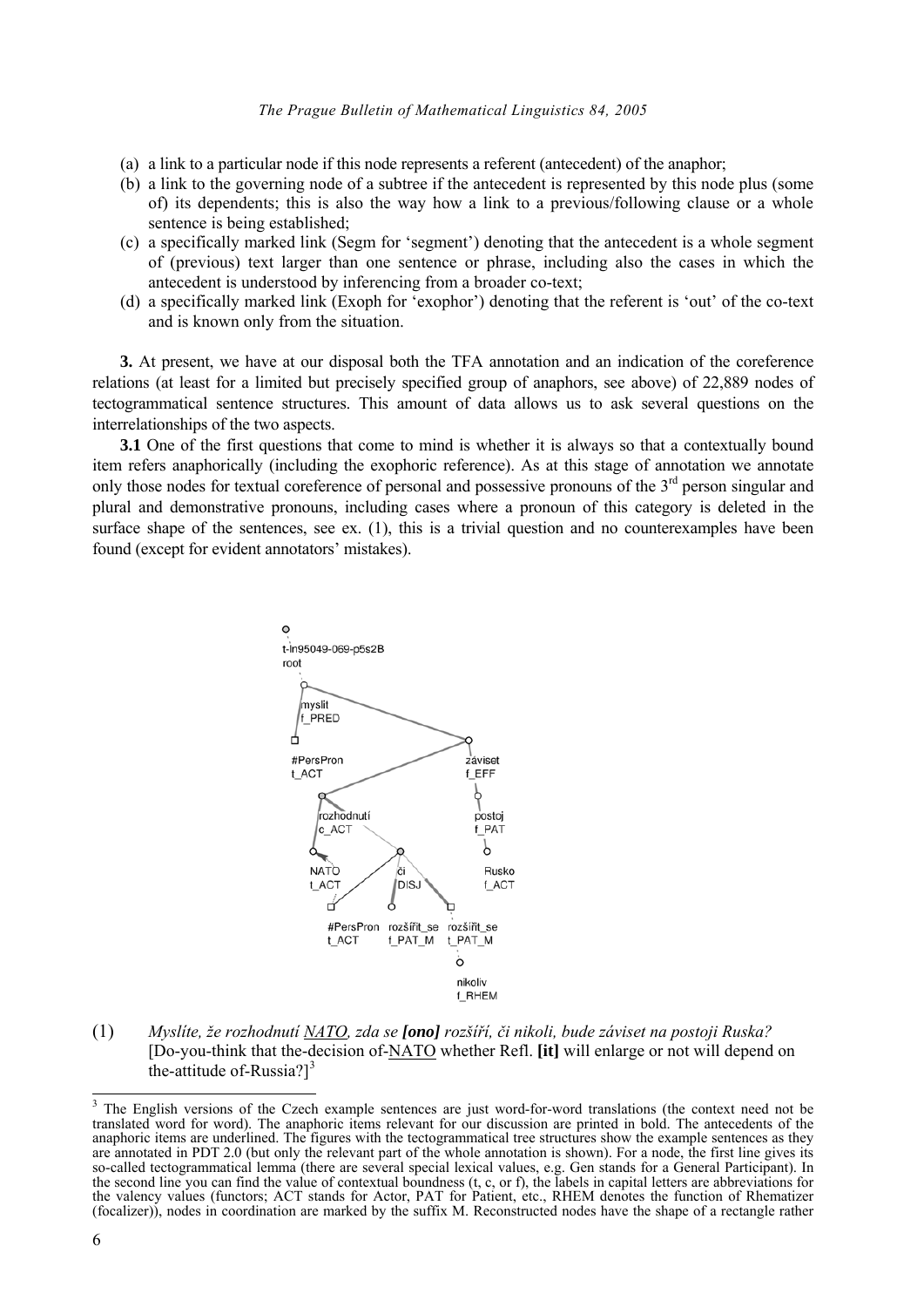(a) a link to a particular node if this node represents a referent (antecedent) of the anaphor;
(b) a link to the governing node of a subtree if the antecedent is represented by this node plus (some of) its dependents; this is also the way how a link to a previous/following clause or a whole sentence is being established;
(c) a specifically marked link (Segm for 'segment') denoting that the antecedent is a whole segment of (previous) text larger than one sentence or phrase, including also the cases in which the antecedent is understood by inferencing from a broader co-text;
(d) a specifically marked link (Exoph for 'exophor') denoting that the referent is 'out' of the co-text and is known only from the situation.

**3.** At present, we have at our disposal both the TFA annotation and an indication of the coreference relations (at least for a limited but precisely specified group of anaphors, see above) of 22,889 nodes of tectogrammatical sentence structures. This amount of data allows us to ask several questions on the interrelationships of the two aspects.

**3.1** One of the first questions that come to mind is whether it is always so that a contextually bound item refers anaphorically (including the exophoric reference). As at this stage of annotation we annotate only those nodes for textual coreference of personal and possessive pronouns of the 3rd person singular and plural and demonstrative pronouns, including cases where a pronoun of this category is deleted in the surface shape of the sentences, see ex. (1), this is a trivial question and no counterexamples have been found (except for evident annotators' mistakes).

(1) *Myslíte, že rozhodnutí NATO, zda se **[ono]** rozšíří, či nikoli, bude záviset na postoji Ruska?*
[Do-you-think that the-decision of-NATO whether Refl. **[it]** will enlarge or not will depend on the-attitude of-Russia?][3]

---

[3] The English versions of the Czech example sentences are just word-for-word translations (the context need not be translated word for word). The anaphoric items relevant for our discussion are printed in bold. The antecedents of the anaphoric items are underlined. The figures with the tectogrammatical tree structures show the example sentences as they are annotated in PDT 2.0 (but only the relevant part of the whole annotation is shown). For a node, the first line gives its so-called tectogrammatical lemma (there are several special lexical values, e.g. Gen stands for a General Participant). In the second line you can find the value of contextual boundness (t, c, or f), the labels in capital letters are abbreviations for the valency values (functors; ACT stands for Actor, PAT for Patient, etc., RHEM denotes the function of Rhematizer (focalizer)), nodes in coordination are marked by the suffix M. Reconstructed nodes have the shape of a rectangle rather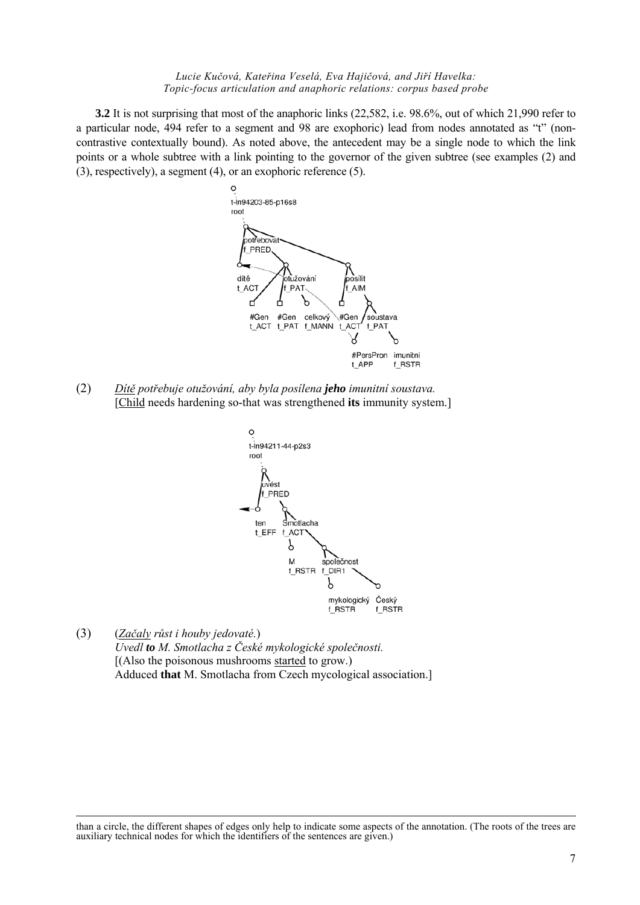**3.2** It is not surprising that most of the anaphoric links (22,582, i.e. 98.6%, out of which 21,990 refer to a particular node, 494 refer to a segment and 98 are exophoric) lead from nodes annotated as "t" (non-contrastive contextually bound). As noted above, the antecedent may be a single node to which the link points or a whole subtree with a link pointing to the governor of the given subtree (see examples (2) and (3), respectively), a segment (4), or an exophoric reference (5).

(2) *Dítě potřebuje otužování, aby byla posílena **jeho** imunitní soustava.*
[Child needs hardening so-that was strengthened **its** immunity system.]

(3) (*Začaly růst i houby jedovaté.*)
*Uvedl **to** M. Smotlacha z České mykologické společnosti.*
[(Also the poisonous mushrooms started to grow.)
Adduced **that** M. Smotlacha from Czech mycological association.]

than a circle, the different shapes of edges only help to indicate some aspects of the annotation. (The roots of the trees are auxiliary technical nodes for which the identifiers of the sentences are given.)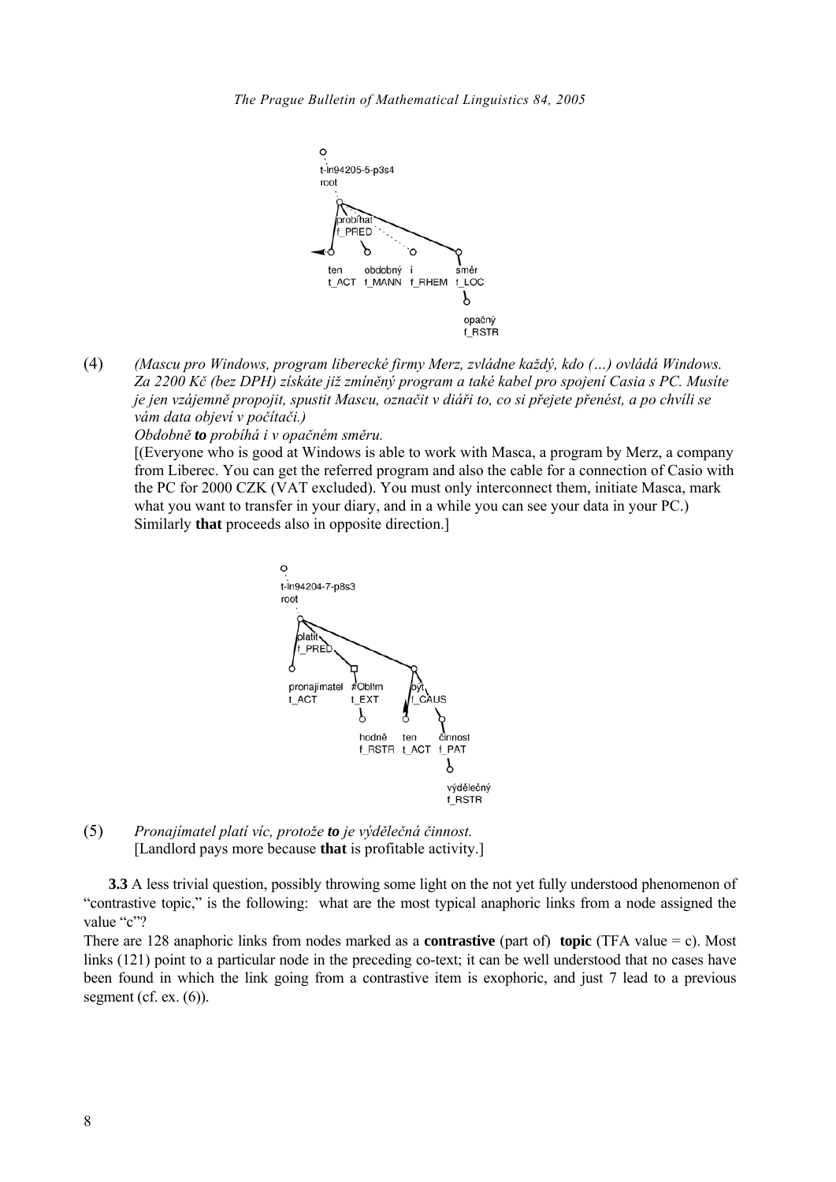(4) *(Mascu pro Windows, program liberecké firmy Merz, zvládne každý, kdo (…) ovládá Windows. Za 2200 Kč (bez DPH) získáte již zmíněný program a také kabel pro spojení Casia s PC. Musíte je jen vzájemně propojit, spustit Mascu, označit v diáři to, co si přejete přenést, a po chvíli se vám data objeví v počítači.)*
*Obdobně **to** probíhá i v opačném směru.*
[(Everyone who is good at Windows is able to work with Masca, a program by Merz, a company from Liberec. You can get the referred program and also the cable for a connection of Casio with the PC for 2000 CZK (VAT excluded). You must only interconnect them, initiate Masca, mark what you want to transfer in your diary, and in a while you can see your data in your PC.) Similarly **that** proceeds also in opposite direction.]

(5) *Pronajímatel platí víc, protože **to** je výdělečná činnost.*
[Landlord pays more because **that** is profitable activity.]

**3.3** A less trivial question, possibly throwing some light on the not yet fully understood phenomenon of "contrastive topic," is the following: what are the most typical anaphoric links from a node assigned the value "c"?

There are 128 anaphoric links from nodes marked as a **contrastive** (part of) **topic** (TFA value = c). Most links (121) point to a particular node in the preceding co-text; it can be well understood that no cases have been found in which the link going from a contrastive item is exophoric, and just 7 lead to a previous segment (cf. ex. (6)).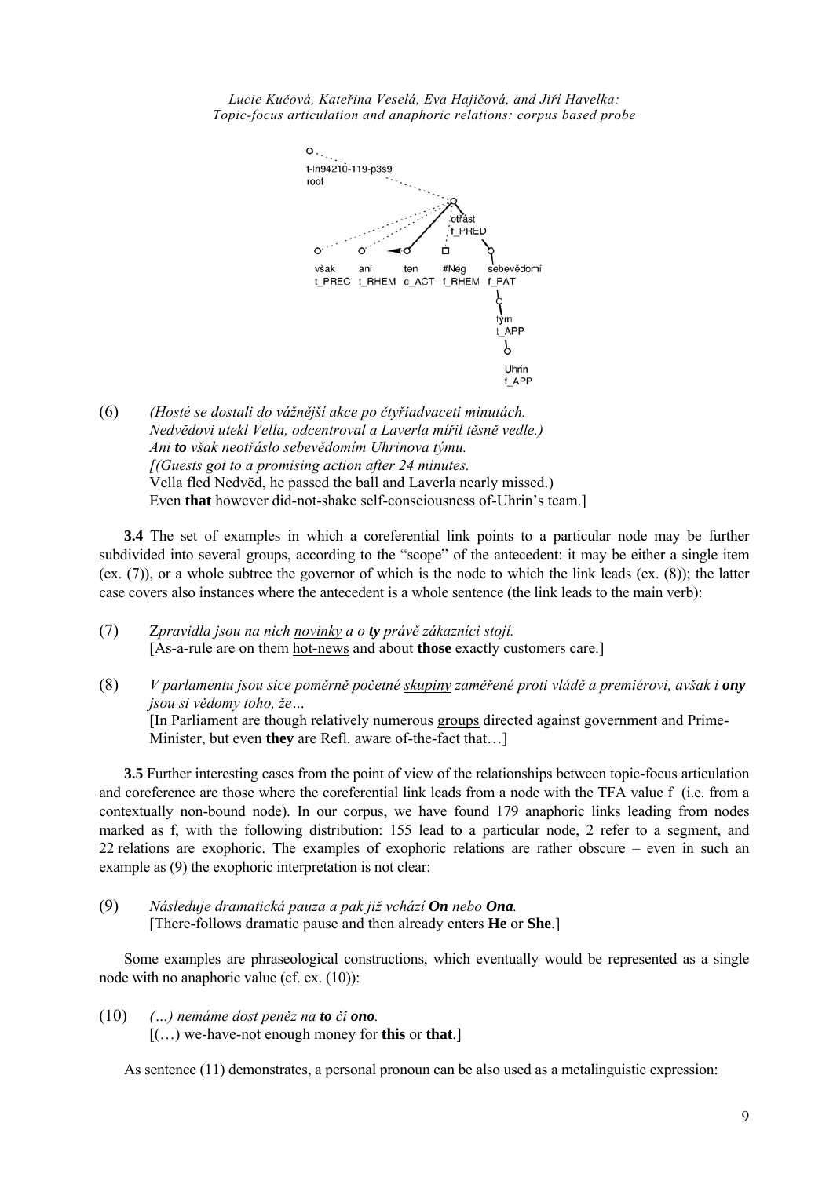(6) *(Hosté se dostali do vážnější akce po čtyřiadvaceti minutách. Nedvědovi utekl Vella, odcentroval a Laverla mířil těsně vedle.) Ani **to** však neotřáslo sebevědomím Uhrinova týmu.*
[(Guests got to a promising action after 24 minutes.
Vella fled Nedvěd, he passed the ball and Laverla nearly missed.)
Even **that** however did-not-shake self-consciousness of-Uhrin's team.]

**3.4** The set of examples in which a coreferential link points to a particular node may be further subdivided into several groups, according to the "scope" of the antecedent: it may be either a single item (ex. (7)), or a whole subtree the governor of which is the node to which the link leads (ex. (8)); the latter case covers also instances where the antecedent is a whole sentence (the link leads to the main verb):

(7) *Zpravidla jsou na nich novinky a o **ty** právě zákazníci stojí.*
[As-a-rule are on them hot-news and about **those** exactly customers care.]

(8) *V parlamentu jsou sice poměrně početné skupiny zaměřené proti vládě a premiérovi, avšak i **ony** jsou si vědomy toho, že…*
[In Parliament are though relatively numerous groups directed against government and Prime-Minister, but even **they** are Refl. aware of-the-fact that…]

**3.5** Further interesting cases from the point of view of the relationships between topic-focus articulation and coreference are those where the coreferential link leads from a node with the TFA value f (i.e. from a contextually non-bound node). In our corpus, we have found 179 anaphoric links leading from nodes marked as f, with the following distribution: 155 lead to a particular node, 2 refer to a segment, and 22 relations are exophoric. The examples of exophoric relations are rather obscure – even in such an example as (9) the exophoric interpretation is not clear:

(9) *Následuje dramatická pauza a pak již vchází **On** nebo **Ona**.*
[There-follows dramatic pause and then already enters **He** or **She**.]

Some examples are phraseological constructions, which eventually would be represented as a single node with no anaphoric value (cf. ex. (10)):

(10) *(…) nemáme dost peněz na **to** či **ono**.*
[(…) we-have-not enough money for **this** or **that**.]

As sentence (11) demonstrates, a personal pronoun can be also used as a metalinguistic expression: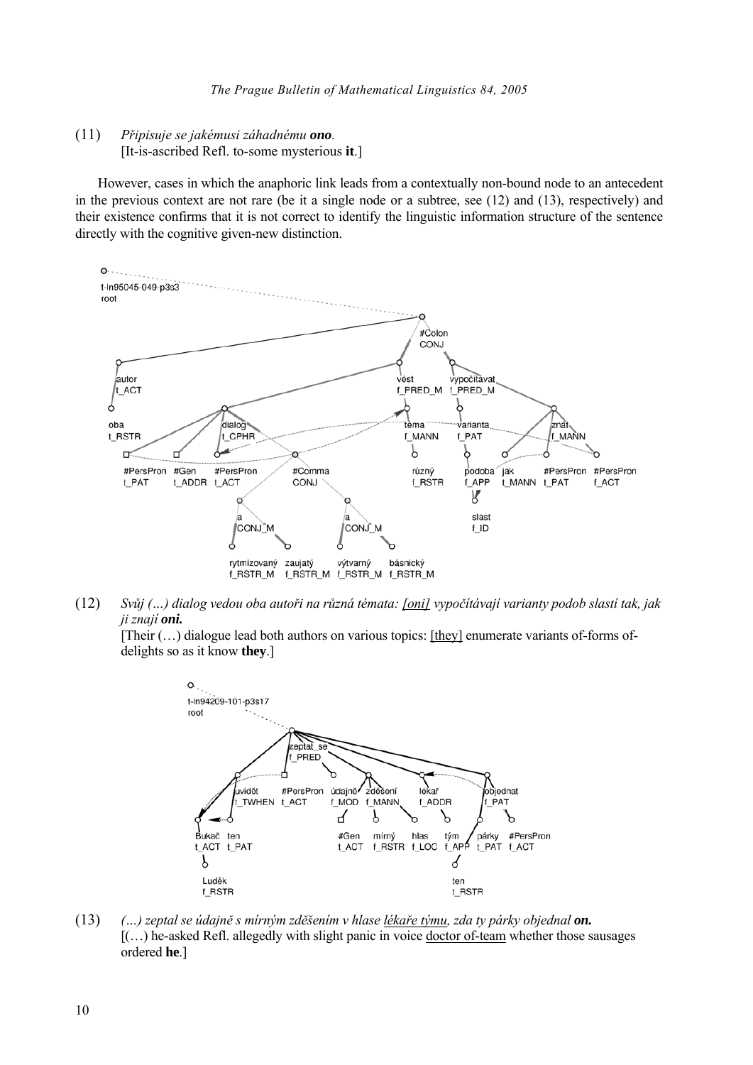(11) *Připisuje se jakémusi záhadnému **ono**.*
[It-is-ascribed Refl. to-some mysterious **it**.]

However, cases in which the anaphoric link leads from a contextually non-bound node to an antecedent in the previous context are not rare (be it a single node or a subtree, see (12) and (13), respectively) and their existence confirms that it is not correct to identify the linguistic information structure of the sentence directly with the cognitive given-new distinction.

(12) *Svůj (…) dialog vedou oba autoři na různá témata: [oni] vypočítávají varianty podob slastí tak, jak ji znají **oni.***
[Their (…) dialogue lead both authors on various topics: [they] enumerate variants of-forms of-delights so as it know **they**.]

(13) *(…) zeptal se údajně s mírným zděšením v hlase lékaře týmu, zda ty párky objednal **on.***
[(…) he-asked Refl. allegedly with slight panic in voice doctor of-team whether those sausages ordered **he**.]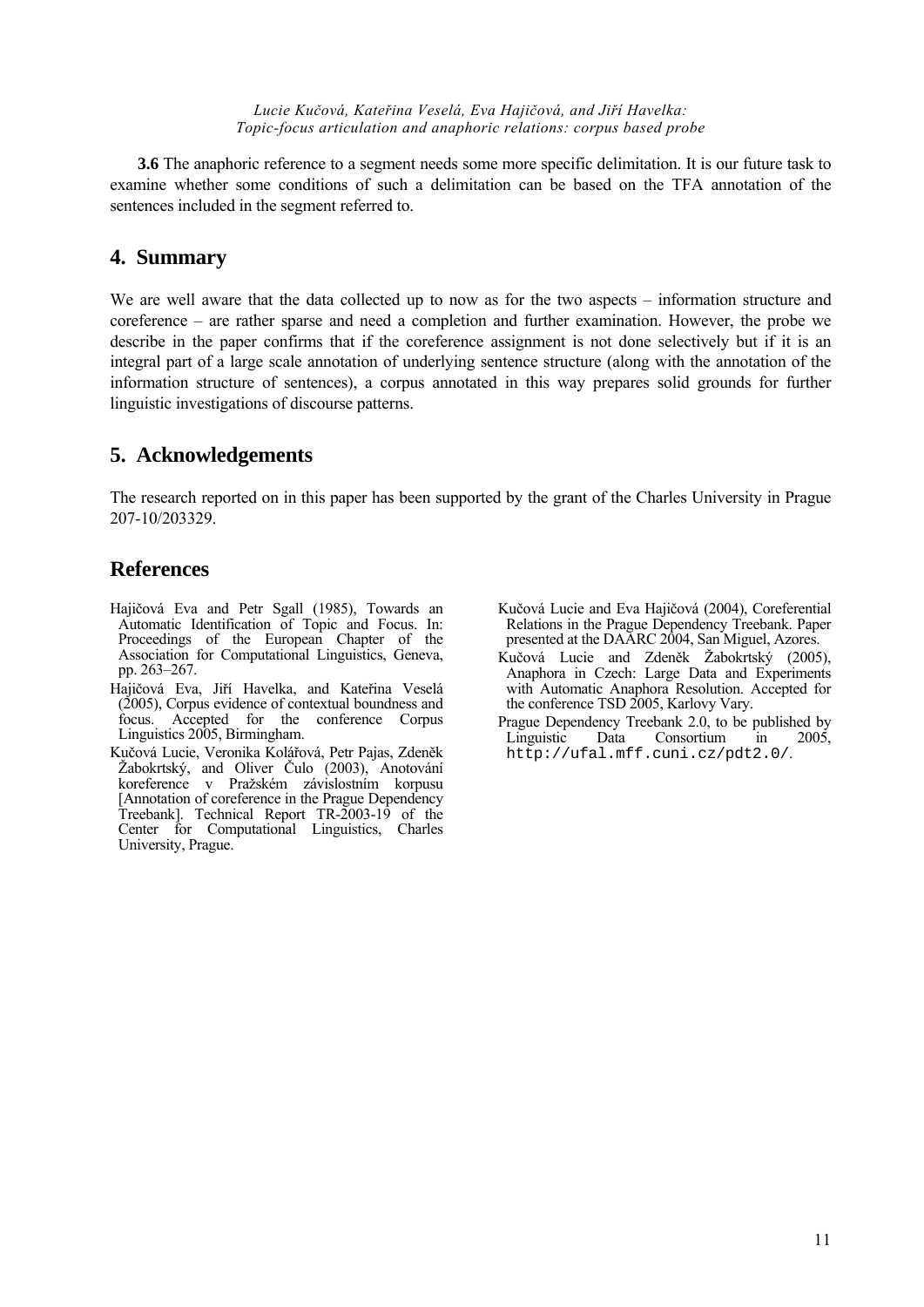**3.6** The anaphoric reference to a segment needs some more specific delimitation. It is our future task to examine whether some conditions of such a delimitation can be based on the TFA annotation of the sentences included in the segment referred to.

## 4. Summary

We are well aware that the data collected up to now as for the two aspects – information structure and coreference – are rather sparse and need a completion and further examination. However, the probe we describe in the paper confirms that if the coreference assignment is not done selectively but if it is an integral part of a large scale annotation of underlying sentence structure (along with the annotation of the information structure of sentences), a corpus annotated in this way prepares solid grounds for further linguistic investigations of discourse patterns.

## 5. Acknowledgements

The research reported on in this paper has been supported by the grant of the Charles University in Prague 207-10/203329.

## References

Hajičová Eva and Petr Sgall (1985), Towards an Automatic Identification of Topic and Focus. In: Proceedings of the European Chapter of the Association for Computational Linguistics, Geneva, pp. 263–267.

Hajičová Eva, Jiří Havelka, and Kateřina Veselá (2005), Corpus evidence of contextual boundness and focus. Accepted for the conference Corpus Linguistics 2005, Birmingham.

Kučová Lucie, Veronika Kolářová, Petr Pajas, Zdeněk Žabokrtský, and Oliver Čulo (2003), Anotování koreference v Pražském závislostním korpusu [Annotation of coreference in the Prague Dependency Treebank]. Technical Report TR-2003-19 of the Center for Computational Linguistics, Charles University, Prague.

Kučová Lucie and Eva Hajičová (2004), Coreferential Relations in the Prague Dependency Treebank. Paper presented at the DAARC 2004, San Miguel, Azores.

Kučová Lucie and Zdeněk Žabokrtský (2005), Anaphora in Czech: Large Data and Experiments with Automatic Anaphora Resolution. Accepted for the conference TSD 2005, Karlovy Vary.

Prague Dependency Treebank 2.0, to be published by Linguistic Data Consortium in 2005, `http://ufal.mff.cuni.cz/pdt2.0/`.